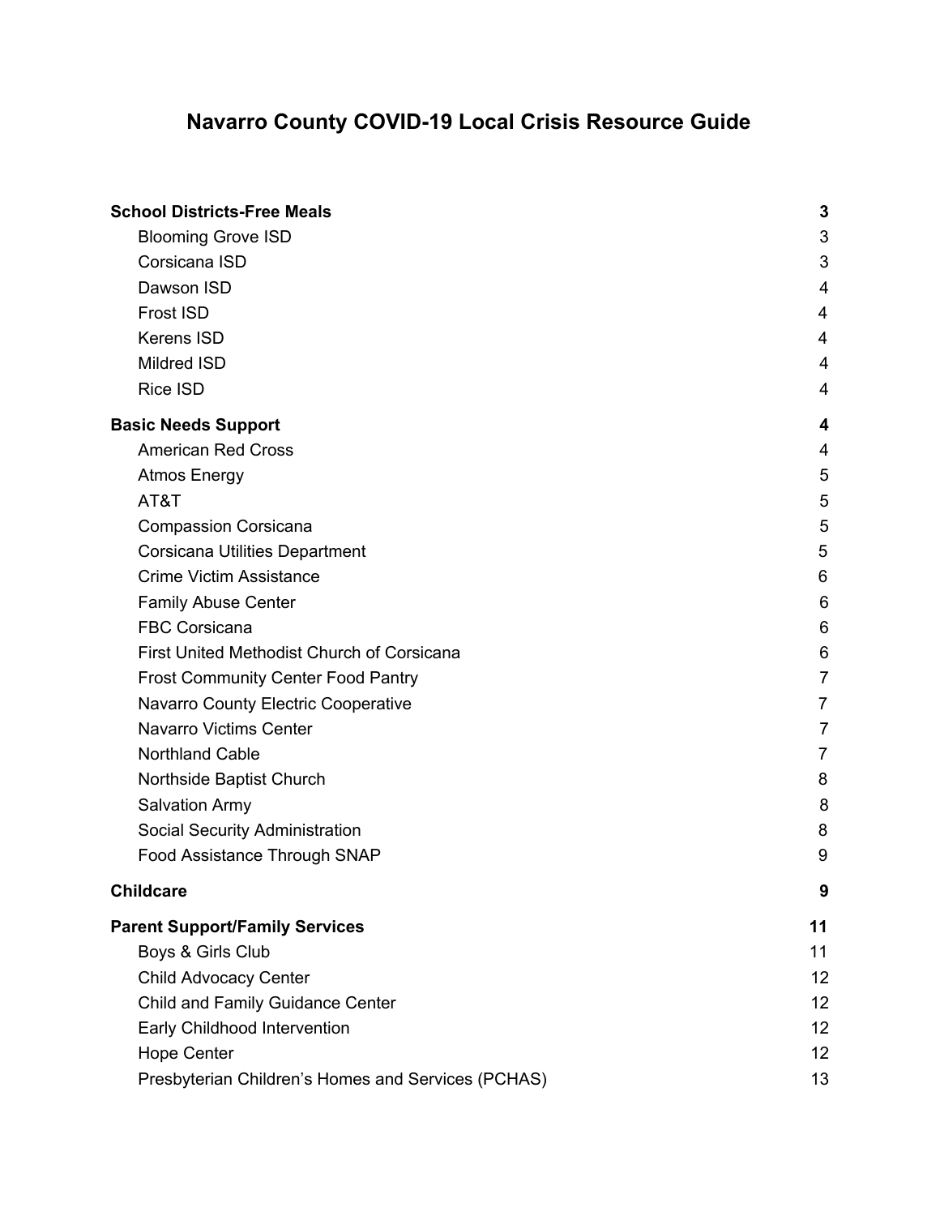# Navarro County COVID-19 Local Crisis Resource Guide

| | |
|---|---|
| **School Districts-Free Meals** | **3** |
| Blooming Grove ISD | 3 |
| Corsicana ISD | 3 |
| Dawson ISD | 4 |
| Frost ISD | 4 |
| Kerens ISD | 4 |
| Mildred ISD | 4 |
| Rice ISD | 4 |
| **Basic Needs Support** | **4** |
| American Red Cross | 4 |
| Atmos Energy | 5 |
| AT&T | 5 |
| Compassion Corsicana | 5 |
| Corsicana Utilities Department | 5 |
| Crime Victim Assistance | 6 |
| Family Abuse Center | 6 |
| FBC Corsicana | 6 |
| First United Methodist Church of Corsicana | 6 |
| Frost Community Center Food Pantry | 7 |
| Navarro County Electric Cooperative | 7 |
| Navarro Victims Center | 7 |
| Northland Cable | 7 |
| Northside Baptist Church | 8 |
| Salvation Army | 8 |
| Social Security Administration | 8 |
| Food Assistance Through SNAP | 9 |
| **Childcare** | **9** |
| **Parent Support/Family Services** | **11** |
| Boys & Girls Club | 11 |
| Child Advocacy Center | 12 |
| Child and Family Guidance Center | 12 |
| Early Childhood Intervention | 12 |
| Hope Center | 12 |
| Presbyterian Children's Homes and Services (PCHAS) | 13 |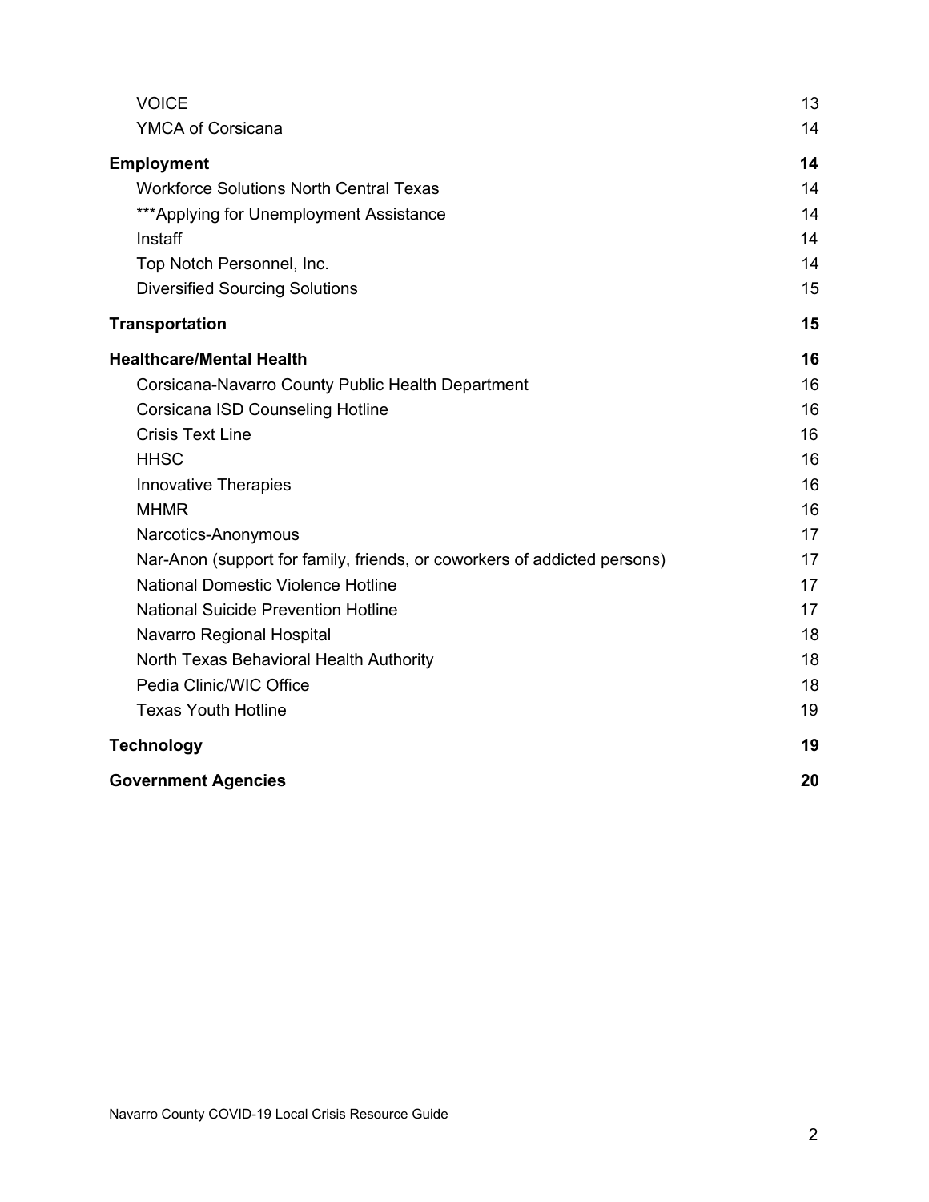- VOICE 13
- YMCA of Corsicana 14

**Employment** **14**

- Workforce Solutions North Central Texas 14
- ***Applying for Unemployment Assistance 14
- Instaff 14
- Top Notch Personnel, Inc. 14
- Diversified Sourcing Solutions 15

**Transportation** **15**

**Healthcare/Mental Health** **16**

- Corsicana-Navarro County Public Health Department 16
- Corsicana ISD Counseling Hotline 16
- Crisis Text Line 16
- HHSC 16
- Innovative Therapies 16
- MHMR 16
- Narcotics-Anonymous 17
- Nar-Anon (support for family, friends, or coworkers of addicted persons) 17
- National Domestic Violence Hotline 17
- National Suicide Prevention Hotline 17
- Navarro Regional Hospital 18
- North Texas Behavioral Health Authority 18
- Pedia Clinic/WIC Office 18
- Texas Youth Hotline 19

**Technology** **19**

**Government Agencies** **20**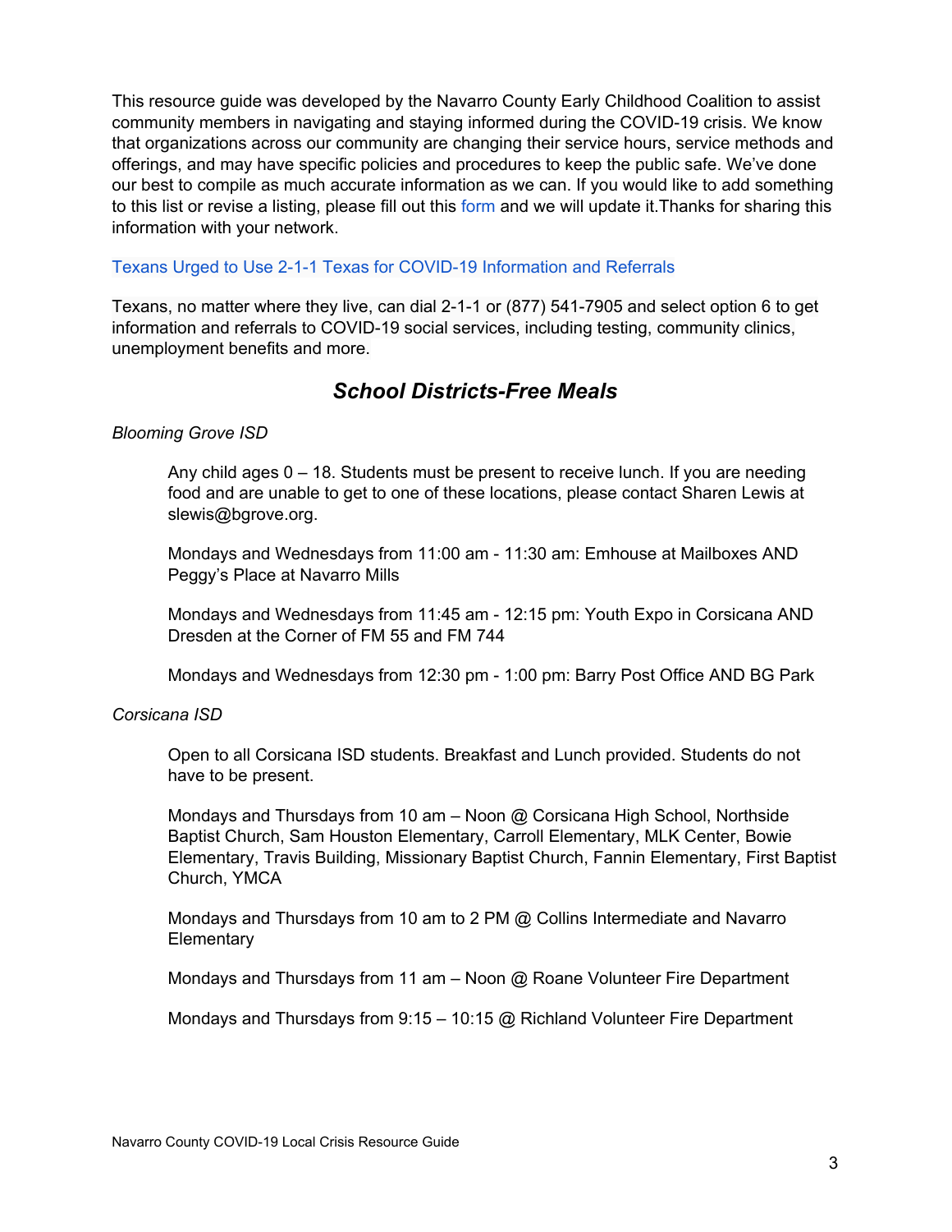This resource guide was developed by the Navarro County Early Childhood Coalition to assist community members in navigating and staying informed during the COVID-19 crisis. We know that organizations across our community are changing their service hours, service methods and offerings, and may have specific policies and procedures to keep the public safe. We've done our best to compile as much accurate information as we can. If you would like to add something to this list or revise a listing, please fill out this form and we will update it.Thanks for sharing this information with your network.

Texans Urged to Use 2-1-1 Texas for COVID-19 Information and Referrals

Texans, no matter where they live, can dial 2-1-1 or (877) 541-7905 and select option 6 to get information and referrals to COVID-19 social services, including testing, community clinics, unemployment benefits and more.

## ***School Districts-Free Meals***

*Blooming Grove ISD*

Any child ages 0 – 18. Students must be present to receive lunch. If you are needing food and are unable to get to one of these locations, please contact Sharen Lewis at slewis@bgrove.org.

Mondays and Wednesdays from 11:00 am - 11:30 am: Emhouse at Mailboxes AND Peggy's Place at Navarro Mills

Mondays and Wednesdays from 11:45 am - 12:15 pm: Youth Expo in Corsicana AND Dresden at the Corner of FM 55 and FM 744

Mondays and Wednesdays from 12:30 pm - 1:00 pm: Barry Post Office AND BG Park

*Corsicana ISD*

Open to all Corsicana ISD students. Breakfast and Lunch provided. Students do not have to be present.

Mondays and Thursdays from 10 am – Noon @ Corsicana High School, Northside Baptist Church, Sam Houston Elementary, Carroll Elementary, MLK Center, Bowie Elementary, Travis Building, Missionary Baptist Church, Fannin Elementary, First Baptist Church, YMCA

Mondays and Thursdays from 10 am to 2 PM @ Collins Intermediate and Navarro Elementary

Mondays and Thursdays from 11 am – Noon @ Roane Volunteer Fire Department

Mondays and Thursdays from 9:15 – 10:15 @ Richland Volunteer Fire Department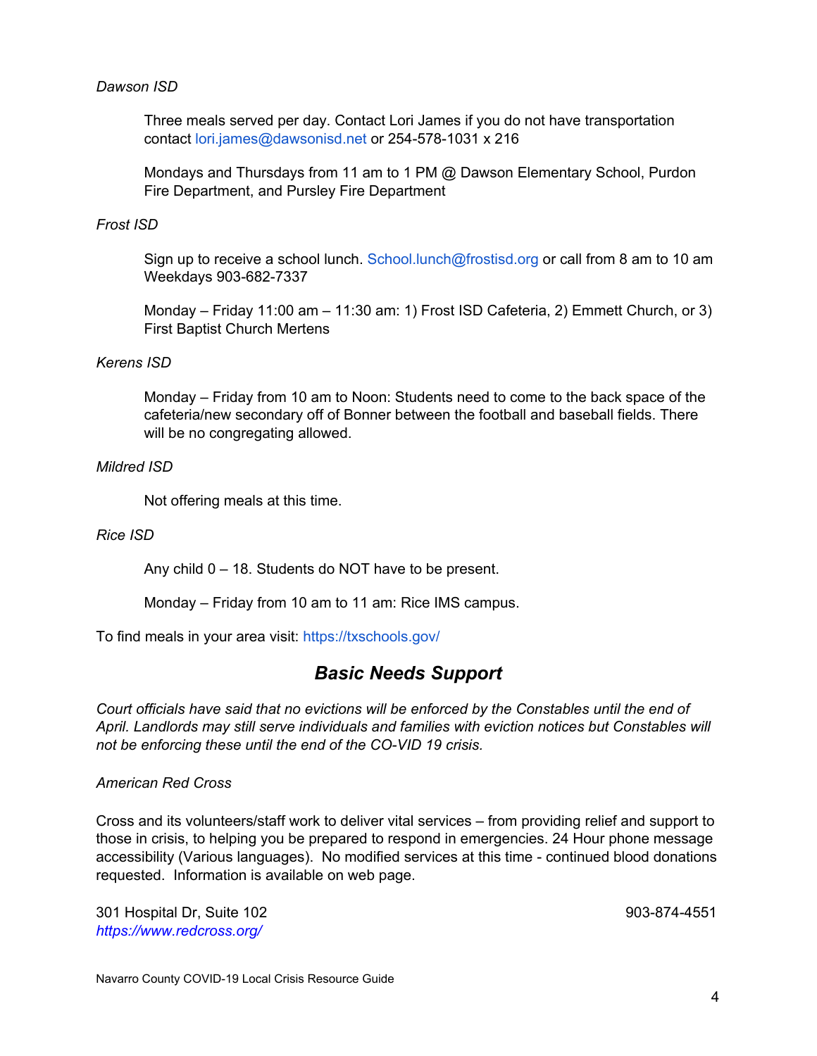*Dawson ISD*

Three meals served per day. Contact Lori James if you do not have transportation contact lori.james@dawsonisd.net or 254-578-1031 x 216

Mondays and Thursdays from 11 am to 1 PM @ Dawson Elementary School, Purdon Fire Department, and Pursley Fire Department

*Frost ISD*

Sign up to receive a school lunch. School.lunch@frostisd.org or call from 8 am to 10 am Weekdays 903-682-7337

Monday – Friday 11:00 am – 11:30 am: 1) Frost ISD Cafeteria, 2) Emmett Church, or 3) First Baptist Church Mertens

*Kerens ISD*

Monday – Friday from 10 am to Noon: Students need to come to the back space of the cafeteria/new secondary off of Bonner between the football and baseball fields. There will be no congregating allowed.

*Mildred ISD*

Not offering meals at this time.

*Rice ISD*

Any child 0 – 18. Students do NOT have to be present.

Monday – Friday from 10 am to 11 am: Rice IMS campus.

To find meals in your area visit: https://txschools.gov/

## *Basic Needs Support*

*Court officials have said that no evictions will be enforced by the Constables until the end of April. Landlords may still serve individuals and families with eviction notices but Constables will not be enforcing these until the end of the CO-VID 19 crisis.*

*American Red Cross*

Cross and its volunteers/staff work to deliver vital services – from providing relief and support to those in crisis, to helping you be prepared to respond in emergencies. 24 Hour phone message accessibility (Various languages). No modified services at this time - continued blood donations requested. Information is available on web page.

301 Hospital Dr, Suite 102 903-874-4551
*https://www.redcross.org/*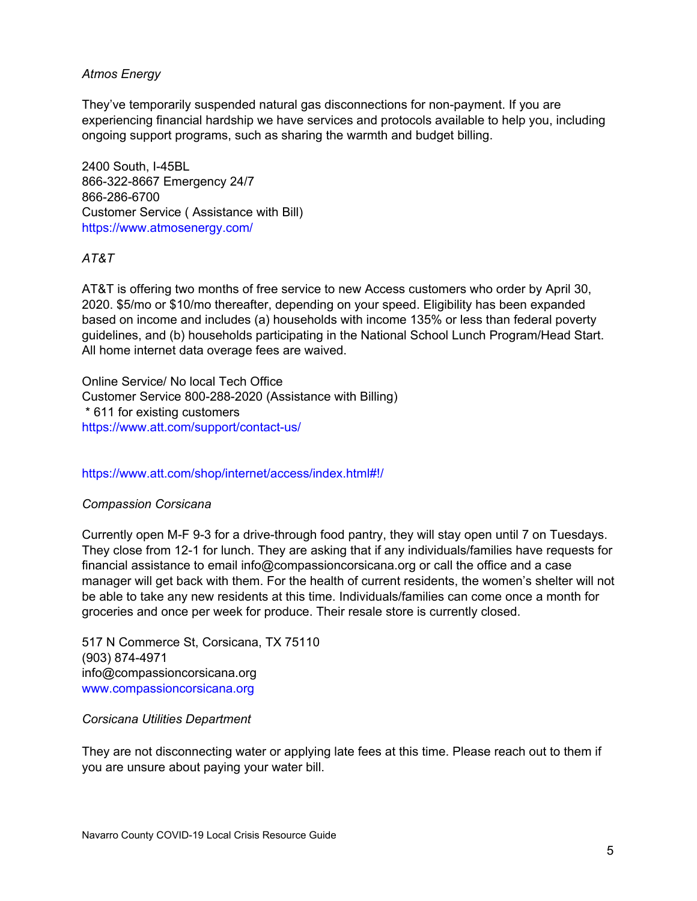*Atmos Energy*

They've temporarily suspended natural gas disconnections for non-payment. If you are experiencing financial hardship we have services and protocols available to help you, including ongoing support programs, such as sharing the warmth and budget billing.

2400 South, I-45BL  
866-322-8667 Emergency 24/7  
866-286-6700  
Customer Service ( Assistance with Bill)  
https://www.atmosenergy.com/

*AT&T*

AT&T is offering two months of free service to new Access customers who order by April 30, 2020. $5/mo or $10/mo thereafter, depending on your speed. Eligibility has been expanded based on income and includes (a) households with income 135% or less than federal poverty guidelines, and (b) households participating in the National School Lunch Program/Head Start. All home internet data overage fees are waived.

Online Service/ No local Tech Office  
Customer Service 800-288-2020 (Assistance with Billing)  
 * 611 for existing customers  
https://www.att.com/support/contact-us/

https://www.att.com/shop/internet/access/index.html#!/

*Compassion Corsicana*

Currently open M-F 9-3 for a drive-through food pantry, they will stay open until 7 on Tuesdays. They close from 12-1 for lunch. They are asking that if any individuals/families have requests for financial assistance to email info@compassioncorsicana.org or call the office and a case manager will get back with them. For the health of current residents, the women's shelter will not be able to take any new residents at this time. Individuals/families can come once a month for groceries and once per week for produce. Their resale store is currently closed.

517 N Commerce St, Corsicana, TX 75110  
(903) 874-4971  
info@compassioncorsicana.org  
www.compassioncorsicana.org

*Corsicana Utilities Department*

They are not disconnecting water or applying late fees at this time. Please reach out to them if you are unsure about paying your water bill.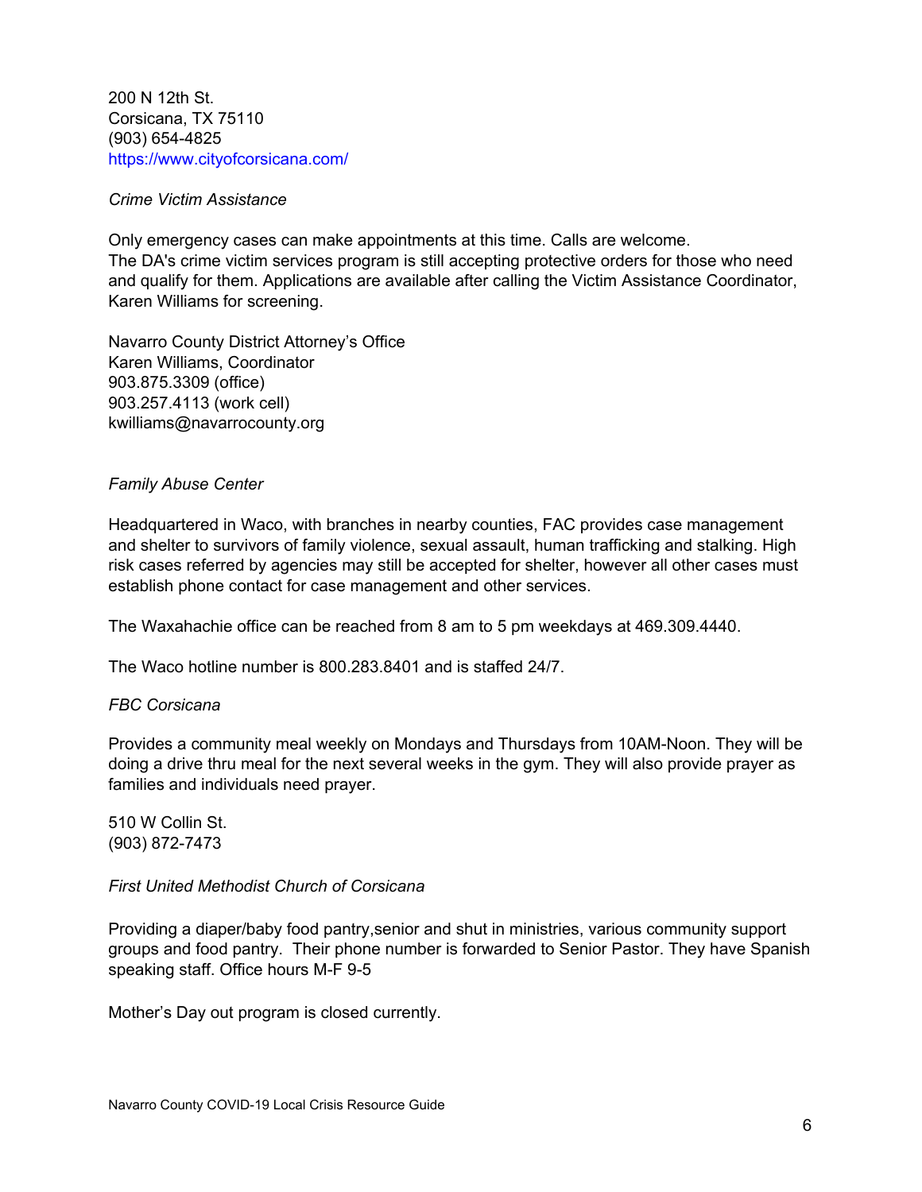200 N 12th St.
Corsicana, TX 75110
(903) 654-4825
https://www.cityofcorsicana.com/

*Crime Victim Assistance*

Only emergency cases can make appointments at this time. Calls are welcome.
The DA's crime victim services program is still accepting protective orders for those who need and qualify for them. Applications are available after calling the Victim Assistance Coordinator, Karen Williams for screening.

Navarro County District Attorney's Office
Karen Williams, Coordinator
903.875.3309 (office)
903.257.4113 (work cell)
kwilliams@navarrocounty.org

*Family Abuse Center*

Headquartered in Waco, with branches in nearby counties, FAC provides case management and shelter to survivors of family violence, sexual assault, human trafficking and stalking. High risk cases referred by agencies may still be accepted for shelter, however all other cases must establish phone contact for case management and other services.

The Waxahachie office can be reached from 8 am to 5 pm weekdays at 469.309.4440.

The Waco hotline number is 800.283.8401 and is staffed 24/7.

*FBC Corsicana*

Provides a community meal weekly on Mondays and Thursdays from 10AM-Noon. They will be doing a drive thru meal for the next several weeks in the gym. They will also provide prayer as families and individuals need prayer.

510 W Collin St.
(903) 872-7473

*First United Methodist Church of Corsicana*

Providing a diaper/baby food pantry,senior and shut in ministries, various community support groups and food pantry. Their phone number is forwarded to Senior Pastor. They have Spanish speaking staff. Office hours M-F 9-5

Mother's Day out program is closed currently.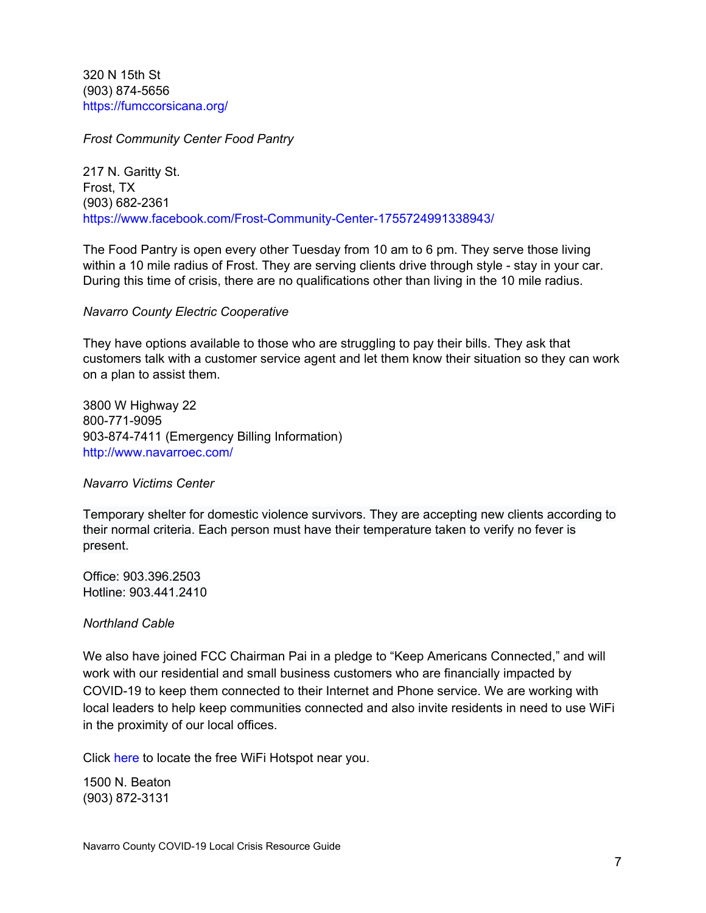320 N 15th St
(903) 874-5656
https://fumccorsicana.org/

*Frost Community Center Food Pantry*

217 N. Garitty St.
Frost, TX
(903) 682-2361
https://www.facebook.com/Frost-Community-Center-1755724991338943/

The Food Pantry is open every other Tuesday from 10 am to 6 pm. They serve those living within a 10 mile radius of Frost. They are serving clients drive through style - stay in your car. During this time of crisis, there are no qualifications other than living in the 10 mile radius.

*Navarro County Electric Cooperative*

They have options available to those who are struggling to pay their bills. They ask that customers talk with a customer service agent and let them know their situation so they can work on a plan to assist them.

3800 W Highway 22
800-771-9095
903-874-7411 (Emergency Billing Information)
http://www.navarroec.com/

*Navarro Victims Center*

Temporary shelter for domestic violence survivors. They are accepting new clients according to their normal criteria. Each person must have their temperature taken to verify no fever is present.

Office: 903.396.2503
Hotline: 903.441.2410

*Northland Cable*

We also have joined FCC Chairman Pai in a pledge to "Keep Americans Connected," and will work with our residential and small business customers who are financially impacted by COVID-19 to keep them connected to their Internet and Phone service. We are working with local leaders to help keep communities connected and also invite residents in need to use WiFi in the proximity of our local offices.

Click here to locate the free WiFi Hotspot near you.

1500 N. Beaton
(903) 872-3131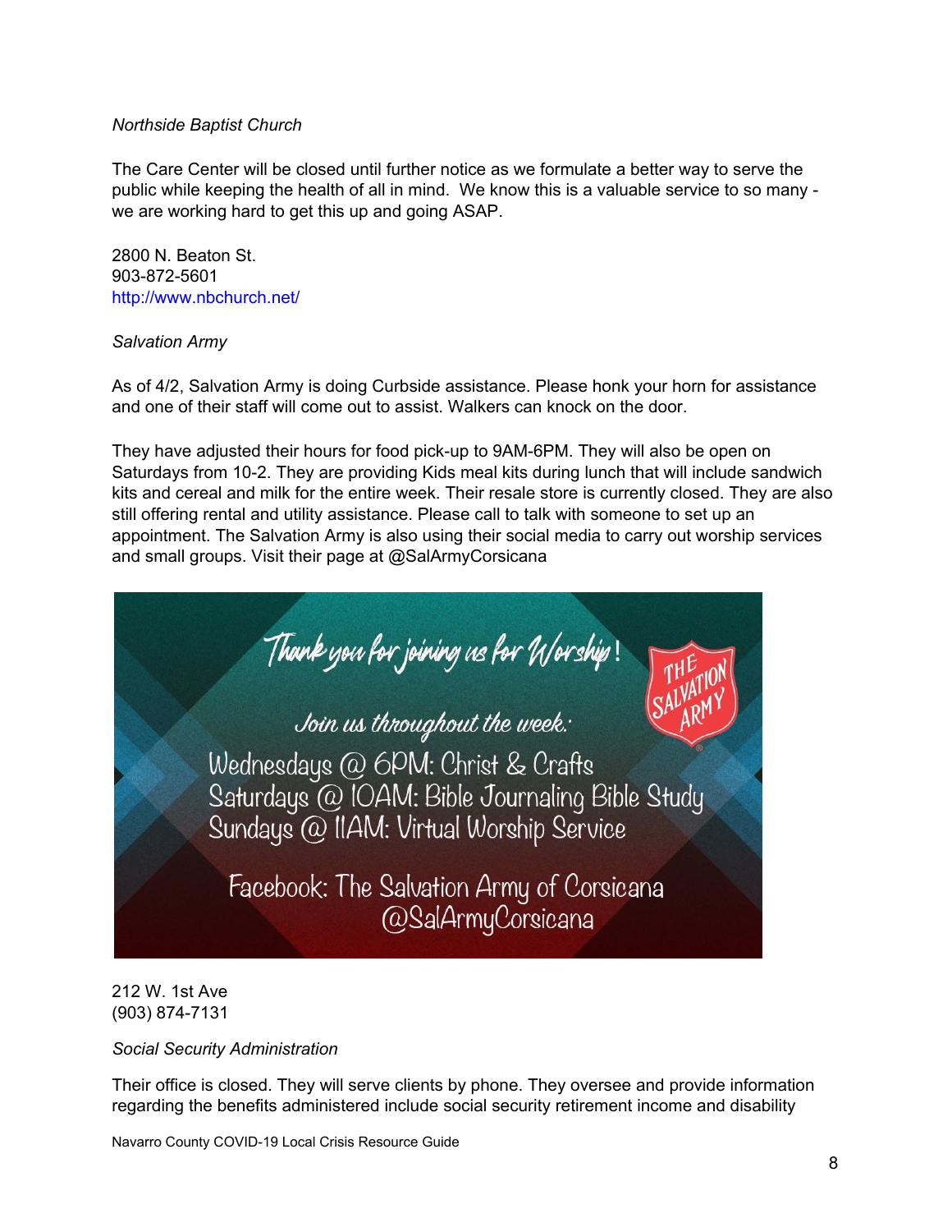*Northside Baptist Church*

The Care Center will be closed until further notice as we formulate a better way to serve the public while keeping the health of all in mind. We know this is a valuable service to so many - we are working hard to get this up and going ASAP.

2800 N. Beaton St.
903-872-5601
http://www.nbchurch.net/

*Salvation Army*

As of 4/2, Salvation Army is doing Curbside assistance. Please honk your horn for assistance and one of their staff will come out to assist. Walkers can knock on the door.

They have adjusted their hours for food pick-up to 9AM-6PM. They will also be open on Saturdays from 10-2. They are providing Kids meal kits during lunch that will include sandwich kits and cereal and milk for the entire week. Their resale store is currently closed. They are also still offering rental and utility assistance. Please call to talk with someone to set up an appointment. The Salvation Army is also using their social media to carry out worship services and small groups. Visit their page at @SalArmyCorsicana

Thank you for joining us for Worship!

Join us throughout the week:
Wednesdays @ 6PM: Christ & Crafts
Saturdays @ 10AM: Bible Journaling Bible Study
Sundays @ 11AM: Virtual Worship Service

Facebook: The Salvation Army of Corsicana
@SalArmyCorsicana

212 W. 1st Ave
(903) 874-7131

*Social Security Administration*

Their office is closed. They will serve clients by phone. They oversee and provide information regarding the benefits administered include social security retirement income and disability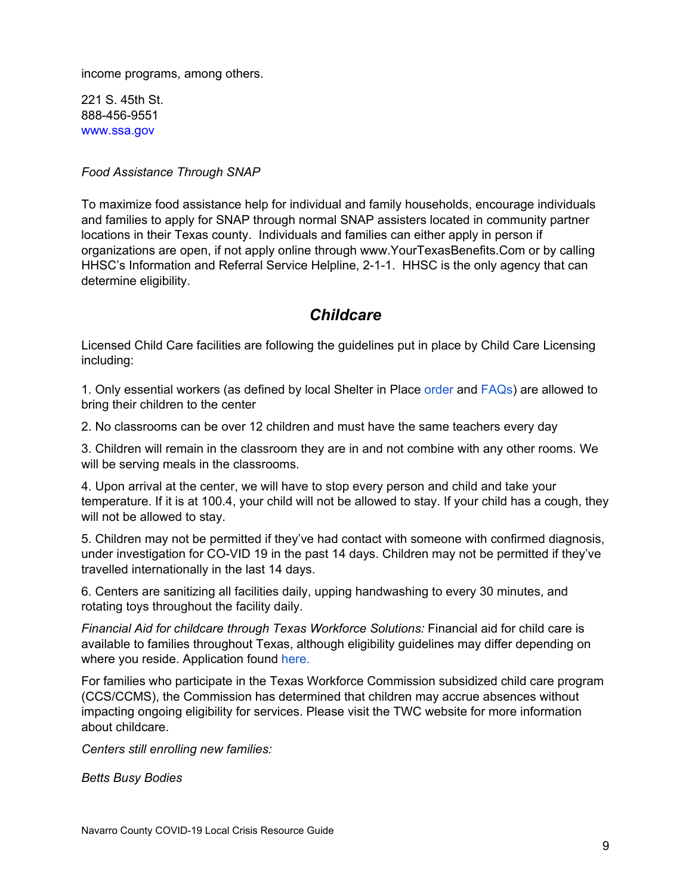income programs, among others.

221 S. 45th St.
888-456-9551
www.ssa.gov

*Food Assistance Through SNAP*

To maximize food assistance help for individual and family households, encourage individuals and families to apply for SNAP through normal SNAP assisters located in community partner locations in their Texas county. Individuals and families can either apply in person if organizations are open, if not apply online through www.YourTexasBenefits.Com or by calling HHSC's Information and Referral Service Helpline, 2-1-1. HHSC is the only agency that can determine eligibility.

## *Childcare*

Licensed Child Care facilities are following the guidelines put in place by Child Care Licensing including:

1. Only essential workers (as defined by local Shelter in Place order and FAQs) are allowed to bring their children to the center

2. No classrooms can be over 12 children and must have the same teachers every day

3. Children will remain in the classroom they are in and not combine with any other rooms. We will be serving meals in the classrooms.

4. Upon arrival at the center, we will have to stop every person and child and take your temperature. If it is at 100.4, your child will not be allowed to stay. If your child has a cough, they will not be allowed to stay.

5. Children may not be permitted if they've had contact with someone with confirmed diagnosis, under investigation for CO-VID 19 in the past 14 days. Children may not be permitted if they've travelled internationally in the last 14 days.

6. Centers are sanitizing all facilities daily, upping handwashing to every 30 minutes, and rotating toys throughout the facility daily.

*Financial Aid for childcare through Texas Workforce Solutions:* Financial aid for child care is available to families throughout Texas, although eligibility guidelines may differ depending on where you reside. Application found here.

For families who participate in the Texas Workforce Commission subsidized child care program (CCS/CCMS), the Commission has determined that children may accrue absences without impacting ongoing eligibility for services. Please visit the TWC website for more information about childcare.

*Centers still enrolling new families:*

*Betts Busy Bodies*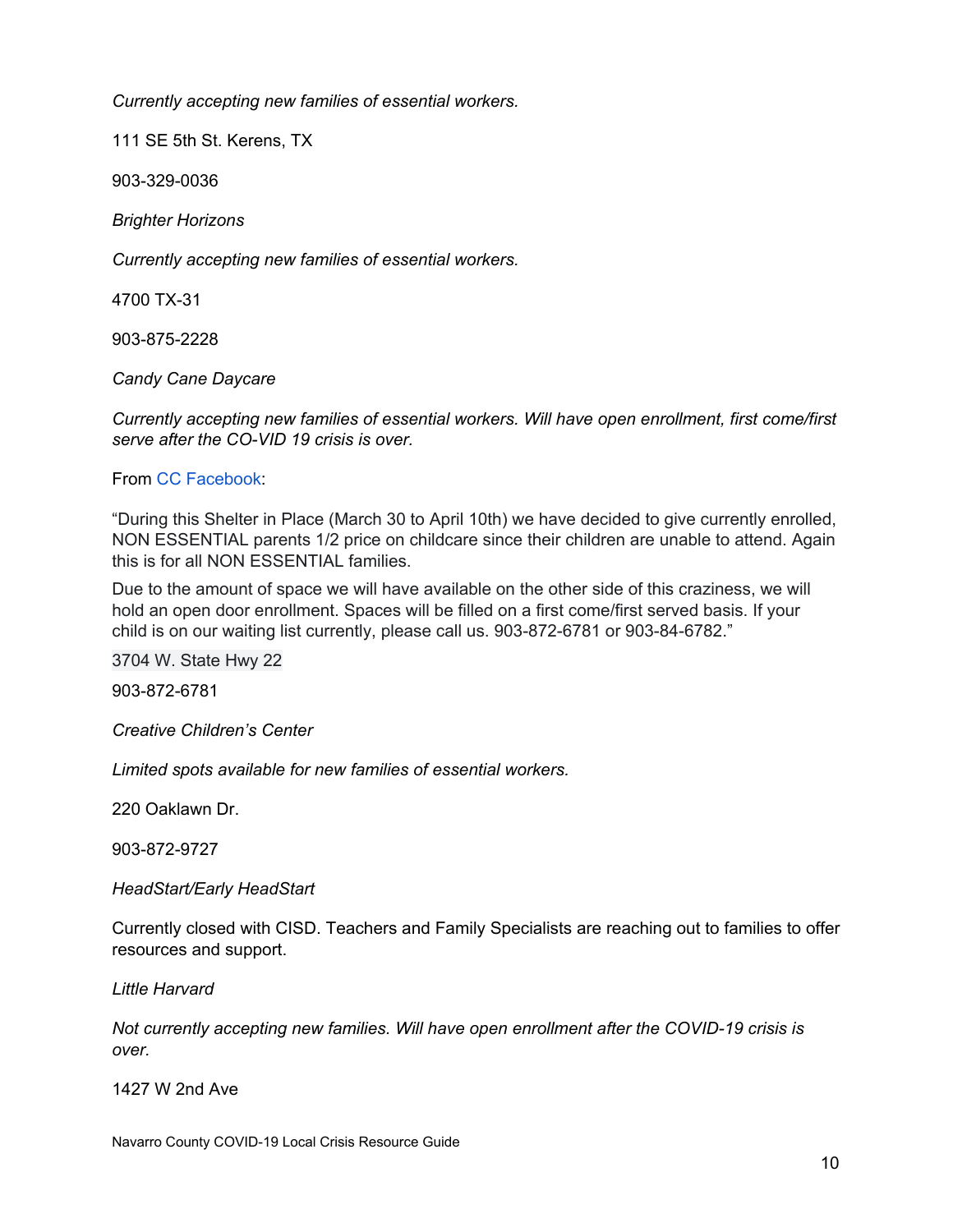*Currently accepting new families of essential workers.*

111 SE 5th St. Kerens, TX

903-329-0036

*Brighter Horizons*

*Currently accepting new families of essential workers.*

4700 TX-31

903-875-2228

*Candy Cane Daycare*

*Currently accepting new families of essential workers. Will have open enrollment, first come/first serve after the CO-VID 19 crisis is over.*

From CC Facebook:

"During this Shelter in Place (March 30 to April 10th) we have decided to give currently enrolled, NON ESSENTIAL parents 1/2 price on childcare since their children are unable to attend. Again this is for all NON ESSENTIAL families.

Due to the amount of space we will have available on the other side of this craziness, we will hold an open door enrollment. Spaces will be filled on a first come/first served basis. If your child is on our waiting list currently, please call us. 903-872-6781 or 903-84-6782."

3704 W. State Hwy 22

903-872-6781

*Creative Children's Center*

*Limited spots available for new families of essential workers.*

220 Oaklawn Dr.

903-872-9727

*HeadStart/Early HeadStart*

Currently closed with CISD. Teachers and Family Specialists are reaching out to families to offer resources and support.

*Little Harvard*

*Not currently accepting new families. Will have open enrollment after the COVID-19 crisis is over.*

1427 W 2nd Ave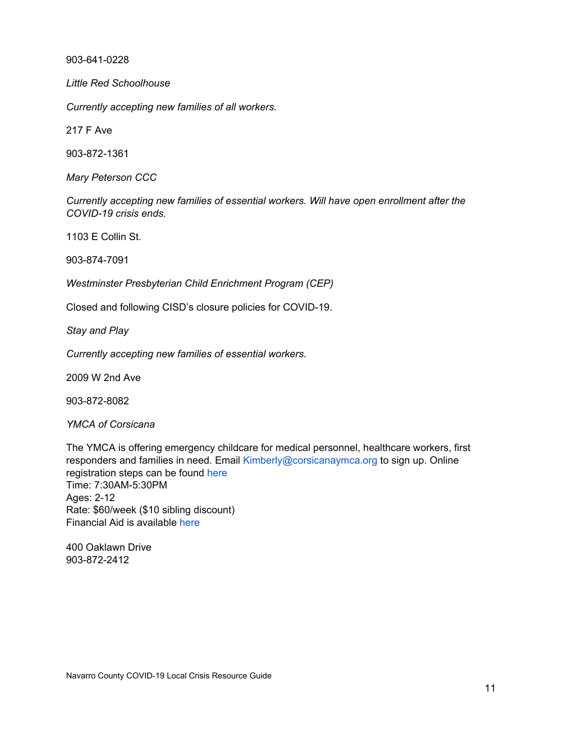903-641-0228

*Little Red Schoolhouse*

*Currently accepting new families of all workers.*

217 F Ave

903-872-1361

*Mary Peterson CCC*

*Currently accepting new families of essential workers. Will have open enrollment after the COVID-19 crisis ends.*

1103 E Collin St.

903-874-7091

*Westminster Presbyterian Child Enrichment Program (CEP)*

Closed and following CISD's closure policies for COVID-19.

*Stay and Play*

*Currently accepting new families of essential workers.*

2009 W 2nd Ave

903-872-8082

*YMCA of Corsicana*

The YMCA is offering emergency childcare for medical personnel, healthcare workers, first responders and families in need. Email Kimberly@corsicanaymca.org to sign up. Online registration steps can be found here
Time: 7:30AM-5:30PM
Ages: 2-12
Rate: $60/week ($10 sibling discount)
Financial Aid is available here

400 Oaklawn Drive
903-872-2412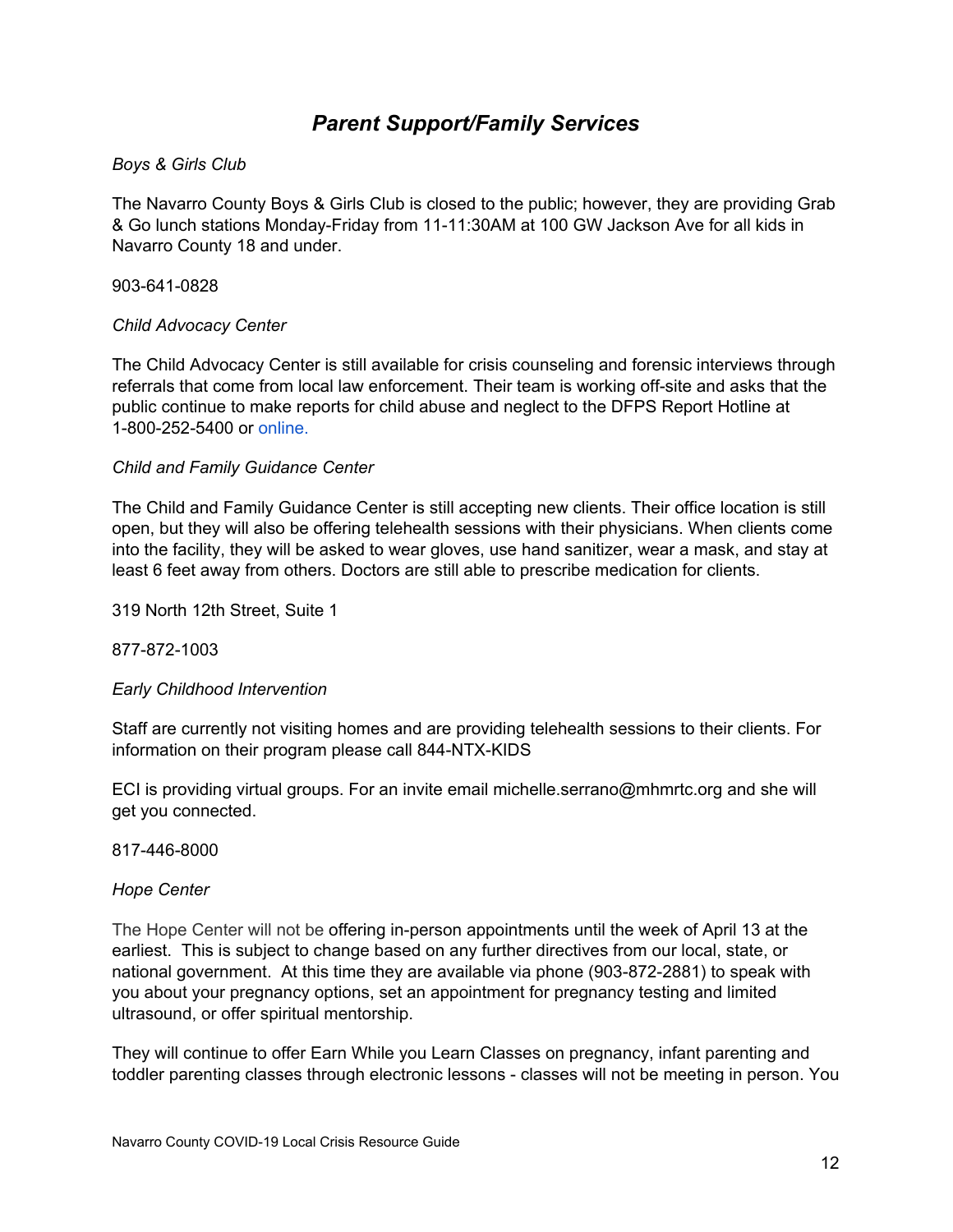# *Parent Support/Family Services*

*Boys & Girls Club*

The Navarro County Boys & Girls Club is closed to the public; however, they are providing Grab & Go lunch stations Monday-Friday from 11-11:30AM at 100 GW Jackson Ave for all kids in Navarro County 18 and under.

903-641-0828

*Child Advocacy Center*

The Child Advocacy Center is still available for crisis counseling and forensic interviews through referrals that come from local law enforcement. Their team is working off-site and asks that the public continue to make reports for child abuse and neglect to the DFPS Report Hotline at 1-800-252-5400 or online.

*Child and Family Guidance Center*

The Child and Family Guidance Center is still accepting new clients. Their office location is still open, but they will also be offering telehealth sessions with their physicians. When clients come into the facility, they will be asked to wear gloves, use hand sanitizer, wear a mask, and stay at least 6 feet away from others. Doctors are still able to prescribe medication for clients.

319 North 12th Street, Suite 1

877-872-1003

*Early Childhood Intervention*

Staff are currently not visiting homes and are providing telehealth sessions to their clients. For information on their program please call 844-NTX-KIDS

ECI is providing virtual groups. For an invite email michelle.serrano@mhmrtc.org and she will get you connected.

817-446-8000

*Hope Center*

The Hope Center will not be offering in-person appointments until the week of April 13 at the earliest. This is subject to change based on any further directives from our local, state, or national government. At this time they are available via phone (903-872-2881) to speak with you about your pregnancy options, set an appointment for pregnancy testing and limited ultrasound, or offer spiritual mentorship.

They will continue to offer Earn While you Learn Classes on pregnancy, infant parenting and toddler parenting classes through electronic lessons - classes will not be meeting in person. You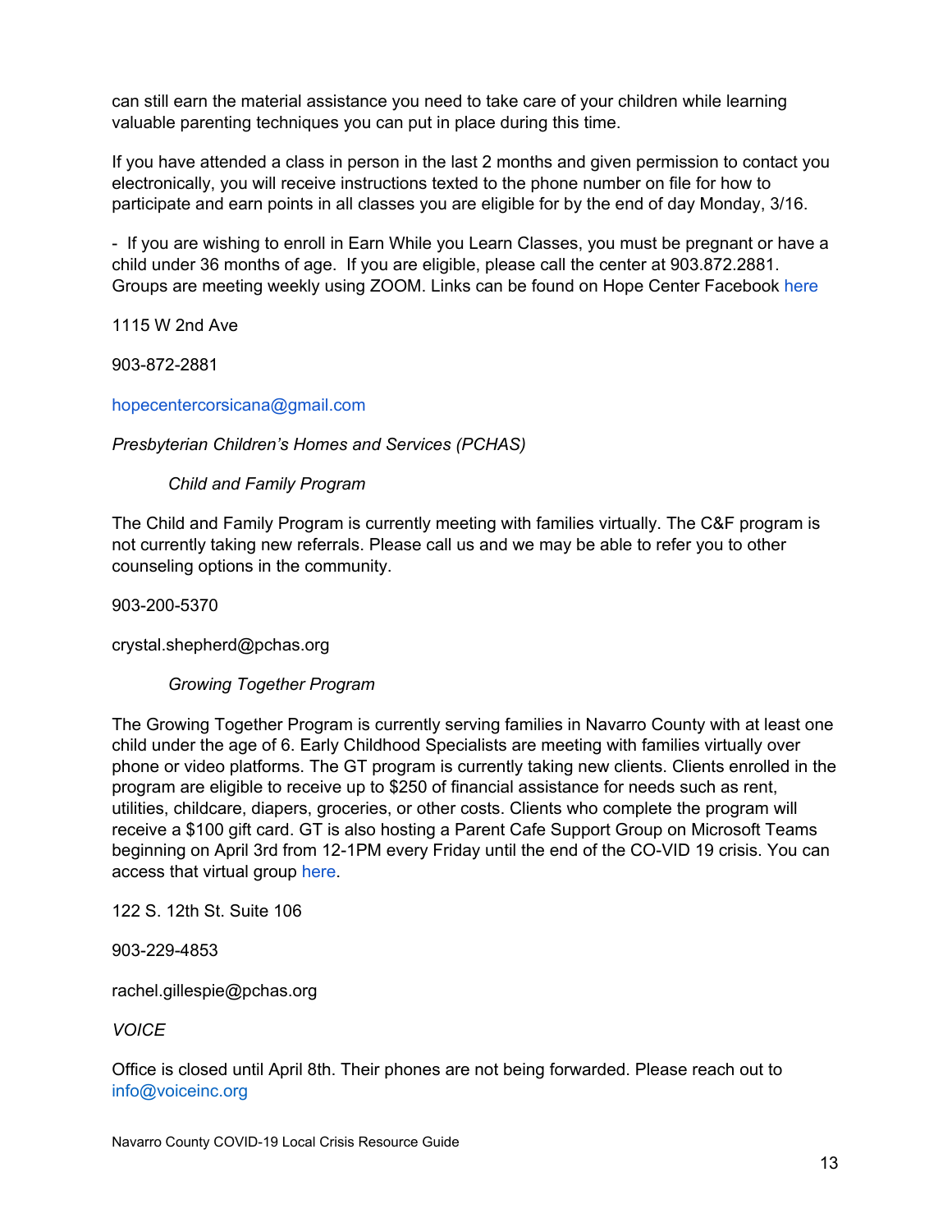can still earn the material assistance you need to take care of your children while learning valuable parenting techniques you can put in place during this time.

If you have attended a class in person in the last 2 months and given permission to contact you electronically, you will receive instructions texted to the phone number on file for how to participate and earn points in all classes you are eligible for by the end of day Monday, 3/16.

- If you are wishing to enroll in Earn While you Learn Classes, you must be pregnant or have a child under 36 months of age. If you are eligible, please call the center at 903.872.2881. Groups are meeting weekly using ZOOM. Links can be found on Hope Center Facebook here

1115 W 2nd Ave

903-872-2881

hopecentercorsicana@gmail.com

*Presbyterian Children's Homes and Services (PCHAS)*

*Child and Family Program*

The Child and Family Program is currently meeting with families virtually. The C&F program is not currently taking new referrals. Please call us and we may be able to refer you to other counseling options in the community.

903-200-5370

crystal.shepherd@pchas.org

*Growing Together Program*

The Growing Together Program is currently serving families in Navarro County with at least one child under the age of 6. Early Childhood Specialists are meeting with families virtually over phone or video platforms. The GT program is currently taking new clients. Clients enrolled in the program are eligible to receive up to $250 of financial assistance for needs such as rent, utilities, childcare, diapers, groceries, or other costs. Clients who complete the program will receive a $100 gift card. GT is also hosting a Parent Cafe Support Group on Microsoft Teams beginning on April 3rd from 12-1PM every Friday until the end of the CO-VID 19 crisis. You can access that virtual group here.

122 S. 12th St. Suite 106

903-229-4853

rachel.gillespie@pchas.org

*VOICE*

Office is closed until April 8th. Their phones are not being forwarded. Please reach out to info@voiceinc.org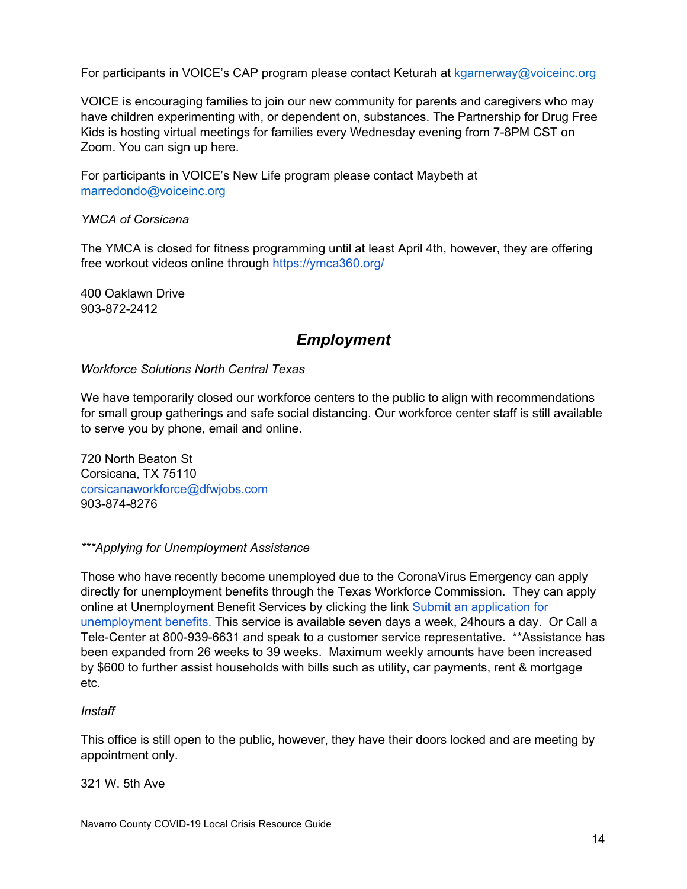For participants in VOICE's CAP program please contact Keturah at kgarnerway@voiceinc.org

VOICE is encouraging families to join our new community for parents and caregivers who may have children experimenting with, or dependent on, substances. The Partnership for Drug Free Kids is hosting virtual meetings for families every Wednesday evening from 7-8PM CST on Zoom. You can sign up here.

For participants in VOICE's New Life program please contact Maybeth at marredondo@voiceinc.org

*YMCA of Corsicana*

The YMCA is closed for fitness programming until at least April 4th, however, they are offering free workout videos online through https://ymca360.org/

400 Oaklawn Drive
903-872-2412

## ***Employment***

*Workforce Solutions North Central Texas*

We have temporarily closed our workforce centers to the public to align with recommendations for small group gatherings and safe social distancing. Our workforce center staff is still available to serve you by phone, email and online.

720 North Beaton St
Corsicana, TX 75110
corsicanaworkforce@dfwjobs.com
903-874-8276

****Applying for Unemployment Assistance*

Those who have recently become unemployed due to the CoronaVirus Emergency can apply directly for unemployment benefits through the Texas Workforce Commission. They can apply online at Unemployment Benefit Services by clicking the link Submit an application for unemployment benefits. This service is available seven days a week, 24hours a day. Or Call a Tele-Center at 800-939-6631 and speak to a customer service representative. **Assistance has been expanded from 26 weeks to 39 weeks. Maximum weekly amounts have been increased by $600 to further assist households with bills such as utility, car payments, rent & mortgage etc.

*Instaff*

This office is still open to the public, however, they have their doors locked and are meeting by appointment only.

321 W. 5th Ave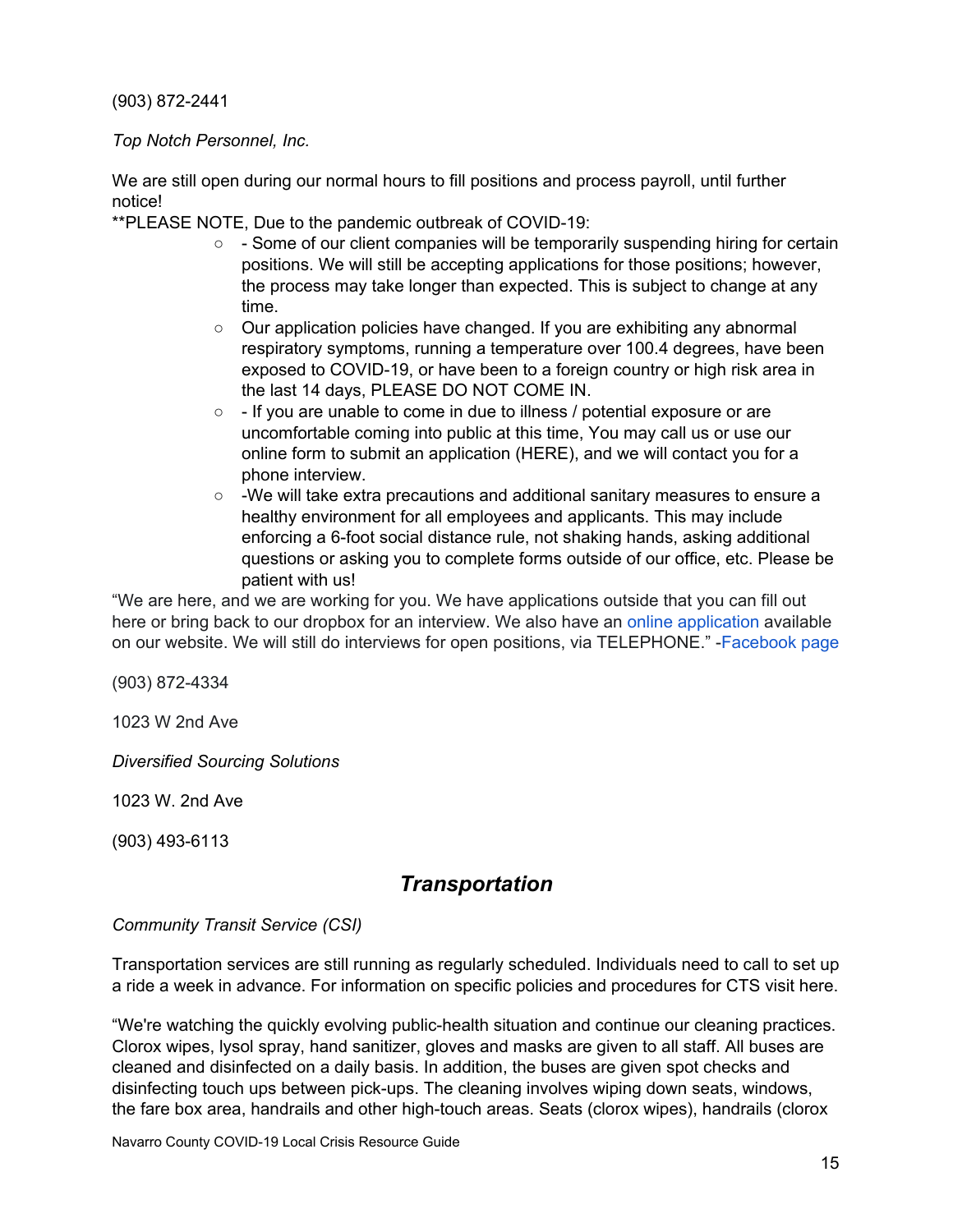(903) 872-2441

*Top Notch Personnel, Inc.*

We are still open during our normal hours to fill positions and process payroll, until further notice!

**PLEASE NOTE, Due to the pandemic outbreak of COVID-19:

- - Some of our client companies will be temporarily suspending hiring for certain positions. We will still be accepting applications for those positions; however, the process may take longer than expected. This is subject to change at any time.
- Our application policies have changed. If you are exhibiting any abnormal respiratory symptoms, running a temperature over 100.4 degrees, have been exposed to COVID-19, or have been to a foreign country or high risk area in the last 14 days, PLEASE DO NOT COME IN.
- - If you are unable to come in due to illness / potential exposure or are uncomfortable coming into public at this time, You may call us or use our online form to submit an application (HERE), and we will contact you for a phone interview.
- -We will take extra precautions and additional sanitary measures to ensure a healthy environment for all employees and applicants. This may include enforcing a 6-foot social distance rule, not shaking hands, asking additional questions or asking you to complete forms outside of our office, etc. Please be patient with us!

"We are here, and we are working for you. We have applications outside that you can fill out here or bring back to our dropbox for an interview. We also have an online application available on our website. We will still do interviews for open positions, via TELEPHONE." -Facebook page

(903) 872-4334

1023 W 2nd Ave

*Diversified Sourcing Solutions*

1023 W. 2nd Ave

(903) 493-6113

## *Transportation*

*Community Transit Service (CSI)*

Transportation services are still running as regularly scheduled. Individuals need to call to set up a ride a week in advance. For information on specific policies and procedures for CTS visit here.

"We're watching the quickly evolving public-health situation and continue our cleaning practices. Clorox wipes, lysol spray, hand sanitizer, gloves and masks are given to all staff. All buses are cleaned and disinfected on a daily basis. In addition, the buses are given spot checks and disinfecting touch ups between pick-ups. The cleaning involves wiping down seats, windows, the fare box area, handrails and other high-touch areas. Seats (clorox wipes), handrails (clorox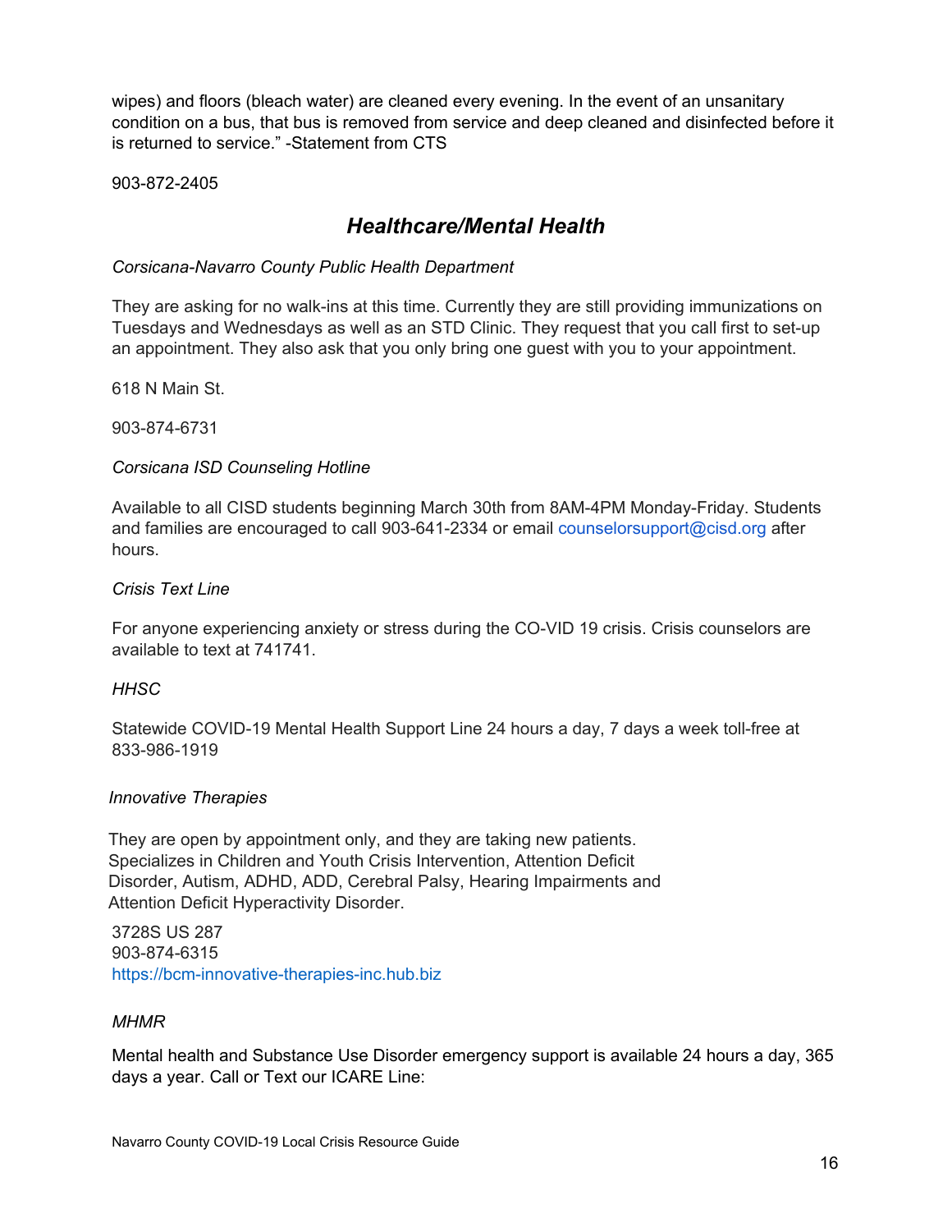wipes) and floors (bleach water) are cleaned every evening. In the event of an unsanitary condition on a bus, that bus is removed from service and deep cleaned and disinfected before it is returned to service." -Statement from CTS

903-872-2405

## *Healthcare/Mental Health*

*Corsicana-Navarro County Public Health Department*

They are asking for no walk-ins at this time. Currently they are still providing immunizations on Tuesdays and Wednesdays as well as an STD Clinic. They request that you call first to set-up an appointment. They also ask that you only bring one guest with you to your appointment.

618 N Main St.

903-874-6731

*Corsicana ISD Counseling Hotline*

Available to all CISD students beginning March 30th from 8AM-4PM Monday-Friday. Students and families are encouraged to call 903-641-2334 or email counselorsupport@cisd.org after hours.

*Crisis Text Line*

For anyone experiencing anxiety or stress during the CO-VID 19 crisis. Crisis counselors are available to text at 741741.

*HHSC*

Statewide COVID-19 Mental Health Support Line 24 hours a day, 7 days a week toll-free at 833-986-1919

*Innovative Therapies*

They are open by appointment only, and they are taking new patients. Specializes in Children and Youth Crisis Intervention, Attention Deficit Disorder, Autism, ADHD, ADD, Cerebral Palsy, Hearing Impairments and Attention Deficit Hyperactivity Disorder.

3728S US 287
903-874-6315
https://bcm-innovative-therapies-inc.hub.biz

*MHMR*

Mental health and Substance Use Disorder emergency support is available 24 hours a day, 365 days a year. Call or Text our ICARE Line: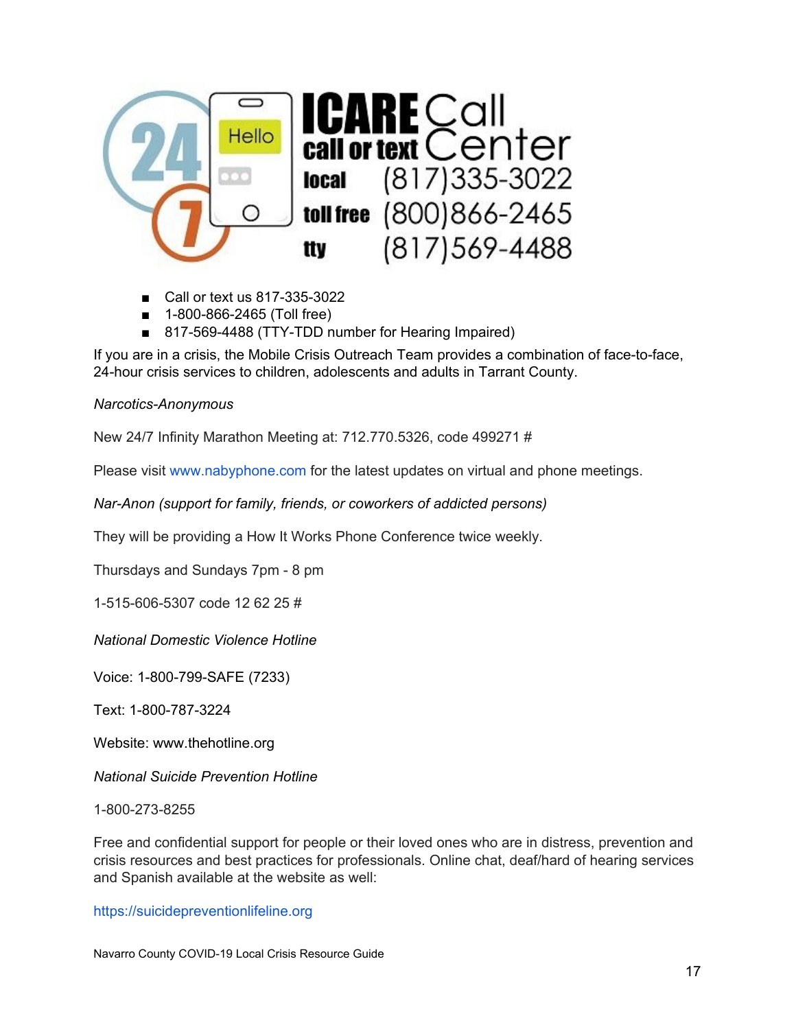ICARE Call Center

call or text

local (817)335-3022

toll free (800)866-2465

tty (817)569-4488

- Call or text us 817-335-3022
- 1-800-866-2465 (Toll free)
- 817-569-4488 (TTY-TDD number for Hearing Impaired)

If you are in a crisis, the Mobile Crisis Outreach Team provides a combination of face-to-face, 24-hour crisis services to children, adolescents and adults in Tarrant County.

*Narcotics-Anonymous*

New 24/7 Infinity Marathon Meeting at: 712.770.5326, code 499271 #

Please visit www.nabyphone.com for the latest updates on virtual and phone meetings.

*Nar-Anon (support for family, friends, or coworkers of addicted persons)*

They will be providing a How It Works Phone Conference twice weekly.

Thursdays and Sundays 7pm - 8 pm

1-515-606-5307 code 12 62 25 #

*National Domestic Violence Hotline*

Voice: 1-800-799-SAFE (7233)

Text: 1-800-787-3224

Website: www.thehotline.org

*National Suicide Prevention Hotline*

1-800-273-8255

Free and confidential support for people or their loved ones who are in distress, prevention and crisis resources and best practices for professionals. Online chat, deaf/hard of hearing services and Spanish available at the website as well:

https://suicidepreventionlifeline.org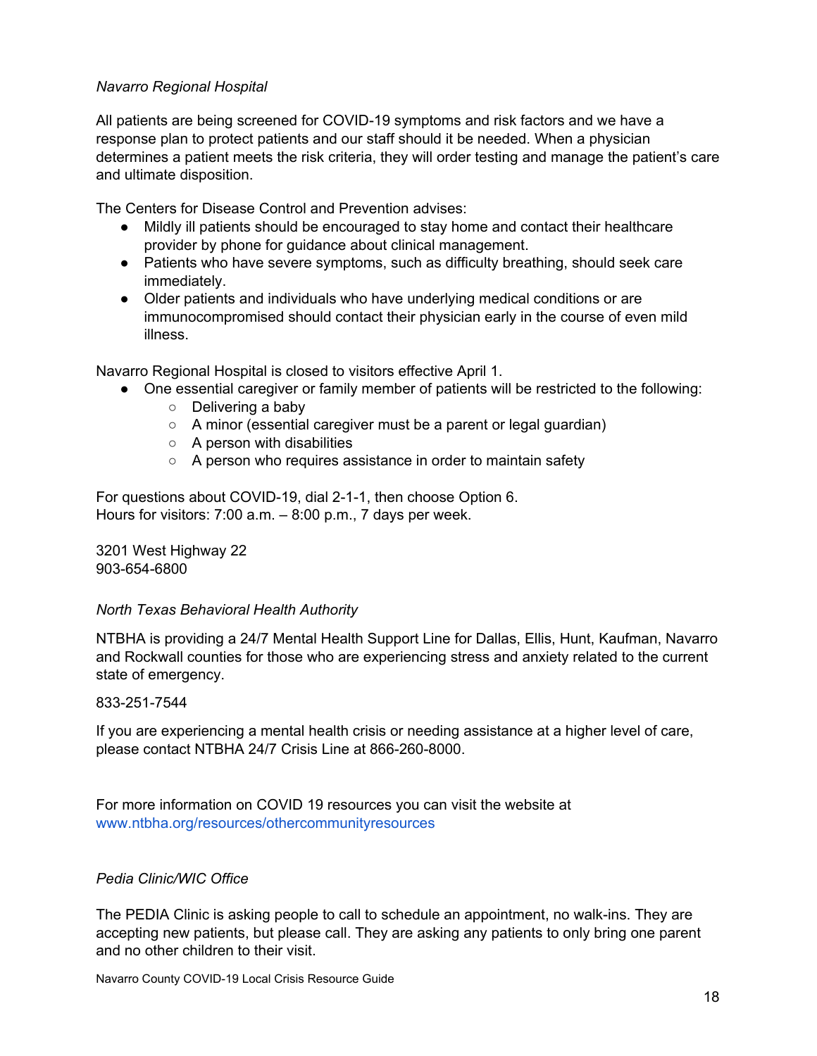*Navarro Regional Hospital*

All patients are being screened for COVID-19 symptoms and risk factors and we have a response plan to protect patients and our staff should it be needed. When a physician determines a patient meets the risk criteria, they will order testing and manage the patient's care and ultimate disposition.

The Centers for Disease Control and Prevention advises:

- Mildly ill patients should be encouraged to stay home and contact their healthcare provider by phone for guidance about clinical management.
- Patients who have severe symptoms, such as difficulty breathing, should seek care immediately.
- Older patients and individuals who have underlying medical conditions or are immunocompromised should contact their physician early in the course of even mild illness.

Navarro Regional Hospital is closed to visitors effective April 1.

- One essential caregiver or family member of patients will be restricted to the following:
    - Delivering a baby
    - A minor (essential caregiver must be a parent or legal guardian)
    - A person with disabilities
    - A person who requires assistance in order to maintain safety

For questions about COVID-19, dial 2-1-1, then choose Option 6.
Hours for visitors: 7:00 a.m. – 8:00 p.m., 7 days per week.

3201 West Highway 22
903-654-6800

*North Texas Behavioral Health Authority*

NTBHA is providing a 24/7 Mental Health Support Line for Dallas, Ellis, Hunt, Kaufman, Navarro and Rockwall counties for those who are experiencing stress and anxiety related to the current state of emergency.

833-251-7544

If you are experiencing a mental health crisis or needing assistance at a higher level of care, please contact NTBHA 24/7 Crisis Line at 866-260-8000.

For more information on COVID 19 resources you can visit the website at www.ntbha.org/resources/othercommunityresources

*Pedia Clinic/WIC Office*

The PEDIA Clinic is asking people to call to schedule an appointment, no walk-ins. They are accepting new patients, but please call. They are asking any patients to only bring one parent and no other children to their visit.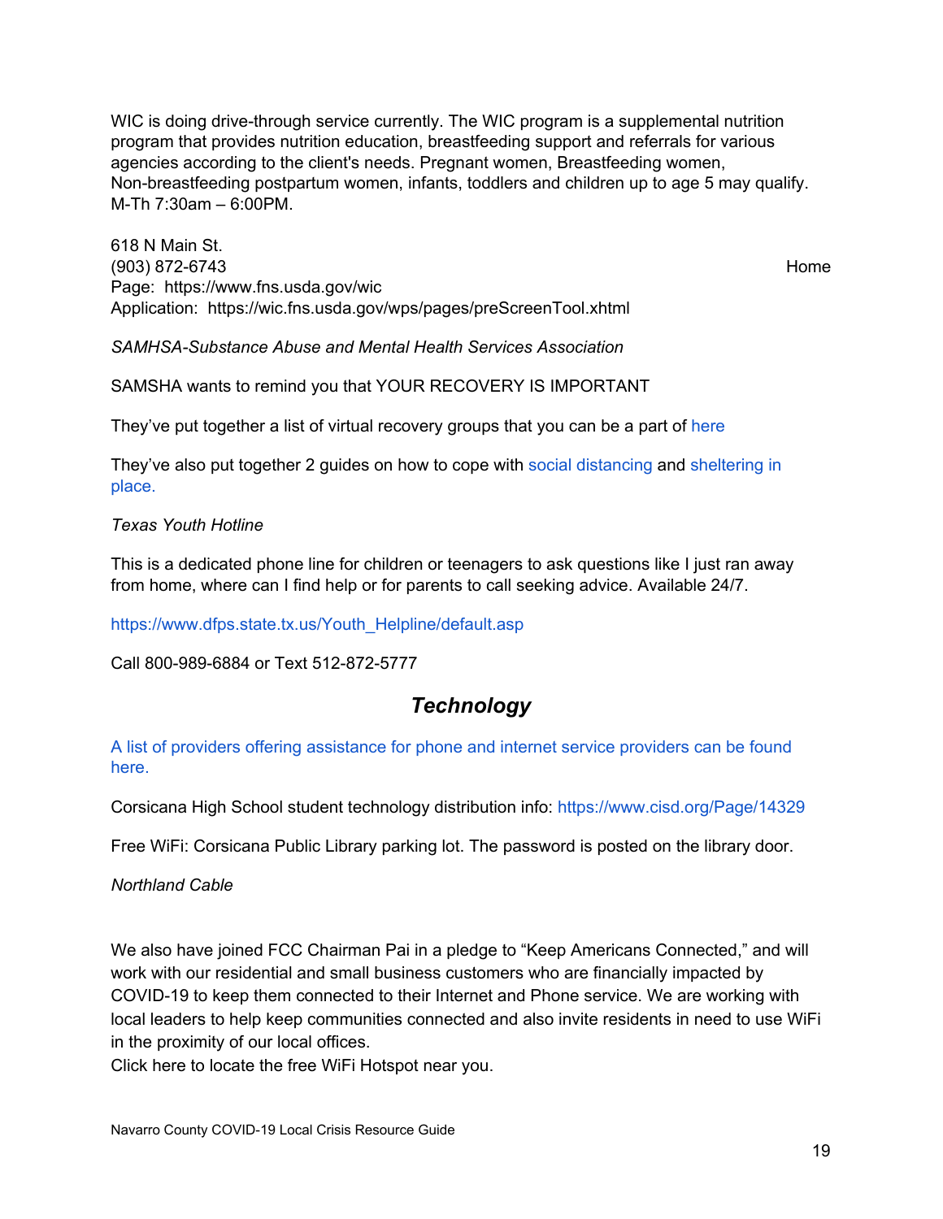WIC is doing drive-through service currently. The WIC program is a supplemental nutrition program that provides nutrition education, breastfeeding support and referrals for various agencies according to the client's needs. Pregnant women, Breastfeeding women, Non-breastfeeding postpartum women, infants, toddlers and children up to age 5 may qualify. M-Th 7:30am – 6:00PM.

618 N Main St.
(903) 872-6743
Home Page: https://www.fns.usda.gov/wic
Application: https://wic.fns.usda.gov/wps/pages/preScreenTool.xhtml

*SAMHSA-Substance Abuse and Mental Health Services Association*

SAMSHA wants to remind you that YOUR RECOVERY IS IMPORTANT

They've put together a list of virtual recovery groups that you can be a part of here

They've also put together 2 guides on how to cope with social distancing and sheltering in place.

*Texas Youth Hotline*

This is a dedicated phone line for children or teenagers to ask questions like I just ran away from home, where can I find help or for parents to call seeking advice. Available 24/7.

https://www.dfps.state.tx.us/Youth_Helpline/default.asp

Call 800-989-6884 or Text 512-872-5777

## *Technology*

A list of providers offering assistance for phone and internet service providers can be found here.

Corsicana High School student technology distribution info: https://www.cisd.org/Page/14329

Free WiFi: Corsicana Public Library parking lot. The password is posted on the library door.

*Northland Cable*

We also have joined FCC Chairman Pai in a pledge to "Keep Americans Connected," and will work with our residential and small business customers who are financially impacted by COVID-19 to keep them connected to their Internet and Phone service. We are working with local leaders to help keep communities connected and also invite residents in need to use WiFi in the proximity of our local offices.
Click here to locate the free WiFi Hotspot near you.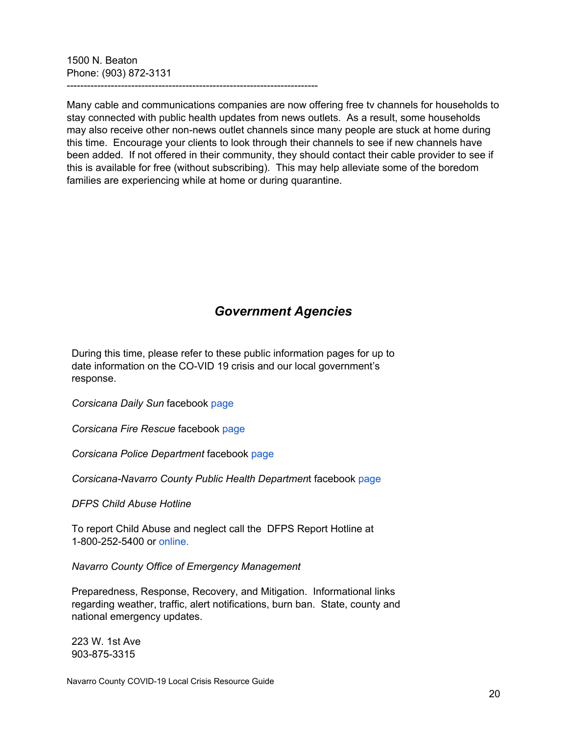1500 N. Beaton
Phone: (903) 872-3131
------------------------------------------------------------------------

Many cable and communications companies are now offering free tv channels for households to stay connected with public health updates from news outlets. As a result, some households may also receive other non-news outlet channels since many people are stuck at home during this time. Encourage your clients to look through their channels to see if new channels have been added. If not offered in their community, they should contact their cable provider to see if this is available for free (without subscribing). This may help alleviate some of the boredom families are experiencing while at home or during quarantine.

## *Government Agencies*

During this time, please refer to these public information pages for up to date information on the CO-VID 19 crisis and our local government's response.

*Corsicana Daily Sun* facebook page

*Corsicana Fire Rescue* facebook page

*Corsicana Police Department* facebook page

*Corsicana-Navarro County Public Health Departmen*t facebook page

*DFPS Child Abuse Hotline*

To report Child Abuse and neglect call the DFPS Report Hotline at 1-800-252-5400 or online.

*Navarro County Office of Emergency Management*

Preparedness, Response, Recovery, and Mitigation. Informational links regarding weather, traffic, alert notifications, burn ban. State, county and national emergency updates.

223 W. 1st Ave
903-875-3315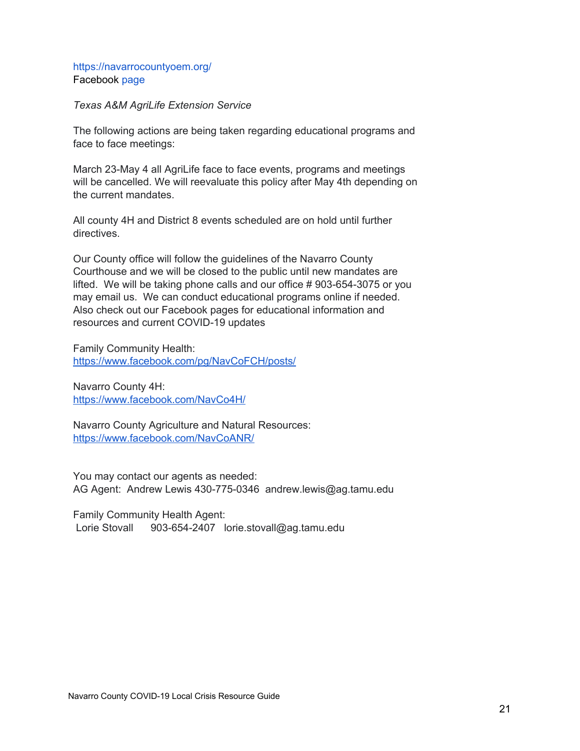https://navarrocountyoem.org/
Facebook page

*Texas A&M AgriLife Extension Service*

The following actions are being taken regarding educational programs and face to face meetings:

March 23-May 4 all AgriLife face to face events, programs and meetings will be cancelled. We will reevaluate this policy after May 4th depending on the current mandates.

All county 4H and District 8 events scheduled are on hold until further directives.

Our County office will follow the guidelines of the Navarro County Courthouse and we will be closed to the public until new mandates are lifted. We will be taking phone calls and our office # 903-654-3075 or you may email us. We can conduct educational programs online if needed. Also check out our Facebook pages for educational information and resources and current COVID-19 updates

Family Community Health:
https://www.facebook.com/pg/NavCoFCH/posts/

Navarro County 4H:
https://www.facebook.com/NavCo4H/

Navarro County Agriculture and Natural Resources:
https://www.facebook.com/NavCoANR/

You may contact our agents as needed:
AG Agent: Andrew Lewis 430-775-0346 andrew.lewis@ag.tamu.edu

Family Community Health Agent:
Lorie Stovall 903-654-2407 lorie.stovall@ag.tamu.edu